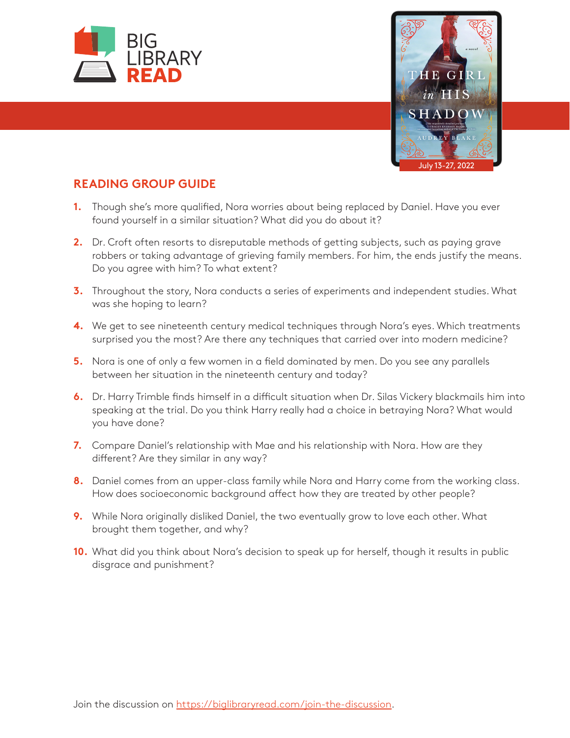BIG LIBRARY READ

July 13-27, 2022

## READING GROUP GUIDE

1. Though she's more qualified, Nora worries about being replaced by Daniel. Have you ever found yourself in a similar situation? What did you do about it?
2. Dr. Croft often resorts to disreputable methods of getting subjects, such as paying grave robbers or taking advantage of grieving family members. For him, the ends justify the means. Do you agree with him? To what extent?
3. Throughout the story, Nora conducts a series of experiments and independent studies. What was she hoping to learn?
4. We get to see nineteenth century medical techniques through Nora's eyes. Which treatments surprised you the most? Are there any techniques that carried over into modern medicine?
5. Nora is one of only a few women in a field dominated by men. Do you see any parallels between her situation in the nineteenth century and today?
6. Dr. Harry Trimble finds himself in a difficult situation when Dr. Silas Vickery blackmails him into speaking at the trial. Do you think Harry really had a choice in betraying Nora? What would you have done?
7. Compare Daniel's relationship with Mae and his relationship with Nora. How are they different? Are they similar in any way?
8. Daniel comes from an upper-class family while Nora and Harry come from the working class. How does socioeconomic background affect how they are treated by other people?
9. While Nora originally disliked Daniel, the two eventually grow to love each other. What brought them together, and why?
10. What did you think about Nora's decision to speak up for herself, though it results in public disgrace and punishment?

Join the discussion on https://biglibraryread.com/join-the-discussion.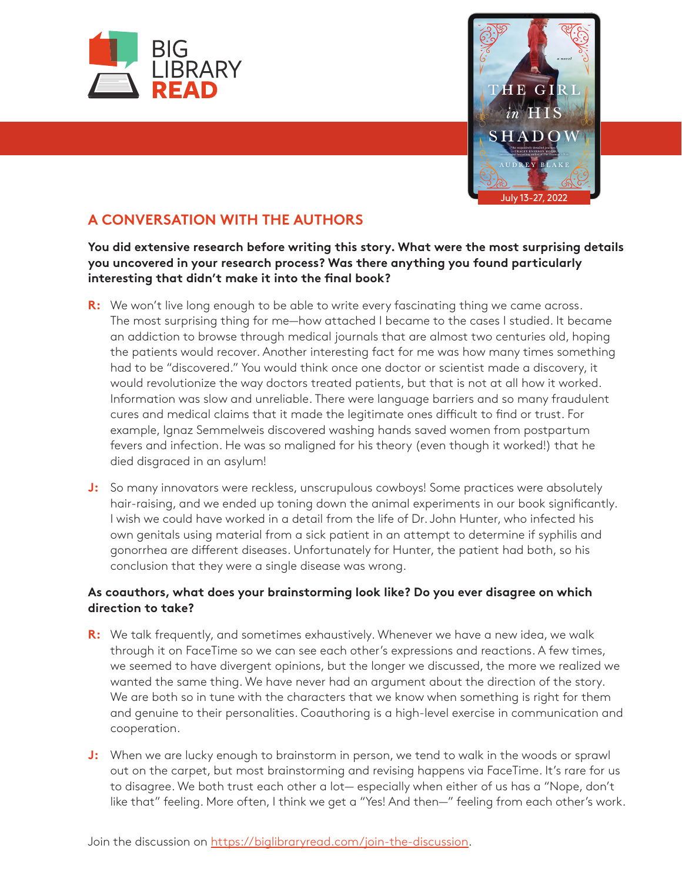## A CONVERSATION WITH THE AUTHORS

**You did extensive research before writing this story. What were the most surprising details you uncovered in your research process? Was there anything you found particularly interesting that didn't make it into the final book?**

**R:** We won't live long enough to be able to write every fascinating thing we came across. The most surprising thing for me—how attached I became to the cases I studied. It became an addiction to browse through medical journals that are almost two centuries old, hoping the patients would recover. Another interesting fact for me was how many times something had to be "discovered." You would think once one doctor or scientist made a discovery, it would revolutionize the way doctors treated patients, but that is not at all how it worked. Information was slow and unreliable. There were language barriers and so many fraudulent cures and medical claims that it made the legitimate ones difficult to find or trust. For example, Ignaz Semmelweis discovered washing hands saved women from postpartum fevers and infection. He was so maligned for his theory (even though it worked!) that he died disgraced in an asylum!

**J:** So many innovators were reckless, unscrupulous cowboys! Some practices were absolutely hair-raising, and we ended up toning down the animal experiments in our book significantly. I wish we could have worked in a detail from the life of Dr. John Hunter, who infected his own genitals using material from a sick patient in an attempt to determine if syphilis and gonorrhea are different diseases. Unfortunately for Hunter, the patient had both, so his conclusion that they were a single disease was wrong.

**As coauthors, what does your brainstorming look like? Do you ever disagree on which direction to take?**

**R:** We talk frequently, and sometimes exhaustively. Whenever we have a new idea, we walk through it on FaceTime so we can see each other's expressions and reactions. A few times, we seemed to have divergent opinions, but the longer we discussed, the more we realized we wanted the same thing. We have never had an argument about the direction of the story. We are both so in tune with the characters that we know when something is right for them and genuine to their personalities. Coauthoring is a high-level exercise in communication and cooperation.

**J:** When we are lucky enough to brainstorm in person, we tend to walk in the woods or sprawl out on the carpet, but most brainstorming and revising happens via FaceTime. It's rare for us to disagree. We both trust each other a lot— especially when either of us has a "Nope, don't like that" feeling. More often, I think we get a "Yes! And then—" feeling from each other's work.

Join the discussion on https://biglibraryread.com/join-the-discussion.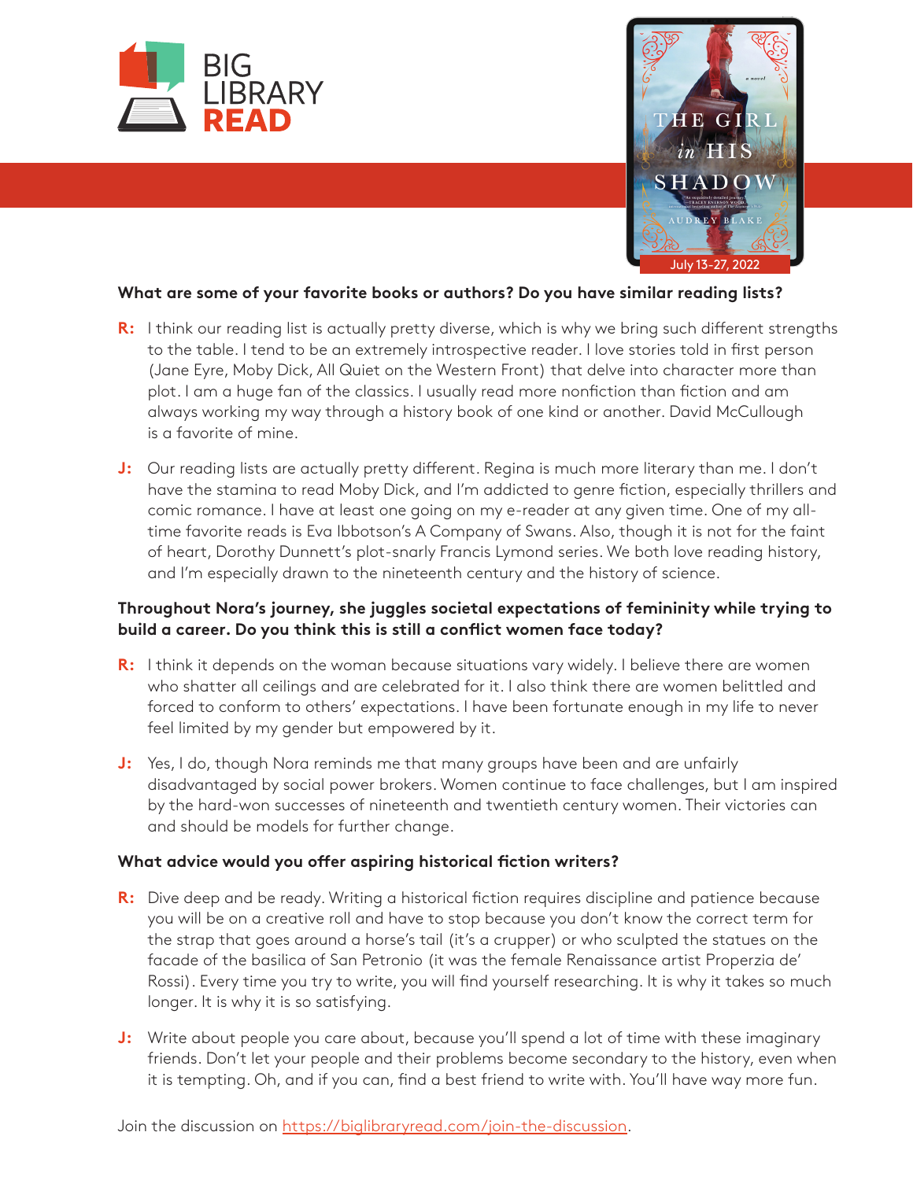BIG LIBRARY **READ**

July 13-27, 2022

**What are some of your favorite books or authors? Do you have similar reading lists?**

**R:** I think our reading list is actually pretty diverse, which is why we bring such different strengths to the table. I tend to be an extremely introspective reader. I love stories told in first person (Jane Eyre, Moby Dick, All Quiet on the Western Front) that delve into character more than plot. I am a huge fan of the classics. I usually read more nonfiction than fiction and am always working my way through a history book of one kind or another. David McCullough is a favorite of mine.

**J:** Our reading lists are actually pretty different. Regina is much more literary than me. I don't have the stamina to read Moby Dick, and I'm addicted to genre fiction, especially thrillers and comic romance. I have at least one going on my e-reader at any given time. One of my all-time favorite reads is Eva Ibbotson's A Company of Swans. Also, though it is not for the faint of heart, Dorothy Dunnett's plot-snarly Francis Lymond series. We both love reading history, and I'm especially drawn to the nineteenth century and the history of science.

**Throughout Nora's journey, she juggles societal expectations of femininity while trying to build a career. Do you think this is still a conflict women face today?**

**R:** I think it depends on the woman because situations vary widely. I believe there are women who shatter all ceilings and are celebrated for it. I also think there are women belittled and forced to conform to others' expectations. I have been fortunate enough in my life to never feel limited by my gender but empowered by it.

**J:** Yes, I do, though Nora reminds me that many groups have been and are unfairly disadvantaged by social power brokers. Women continue to face challenges, but I am inspired by the hard-won successes of nineteenth and twentieth century women. Their victories can and should be models for further change.

**What advice would you offer aspiring historical fiction writers?**

**R:** Dive deep and be ready. Writing a historical fiction requires discipline and patience because you will be on a creative roll and have to stop because you don't know the correct term for the strap that goes around a horse's tail (it's a crupper) or who sculpted the statues on the facade of the basilica of San Petronio (it was the female Renaissance artist Properzia de' Rossi). Every time you try to write, you will find yourself researching. It is why it takes so much longer. It is why it is so satisfying.

**J:** Write about people you care about, because you'll spend a lot of time with these imaginary friends. Don't let your people and their problems become secondary to the history, even when it is tempting. Oh, and if you can, find a best friend to write with. You'll have way more fun.

Join the discussion on https://biglibraryread.com/join-the-discussion.